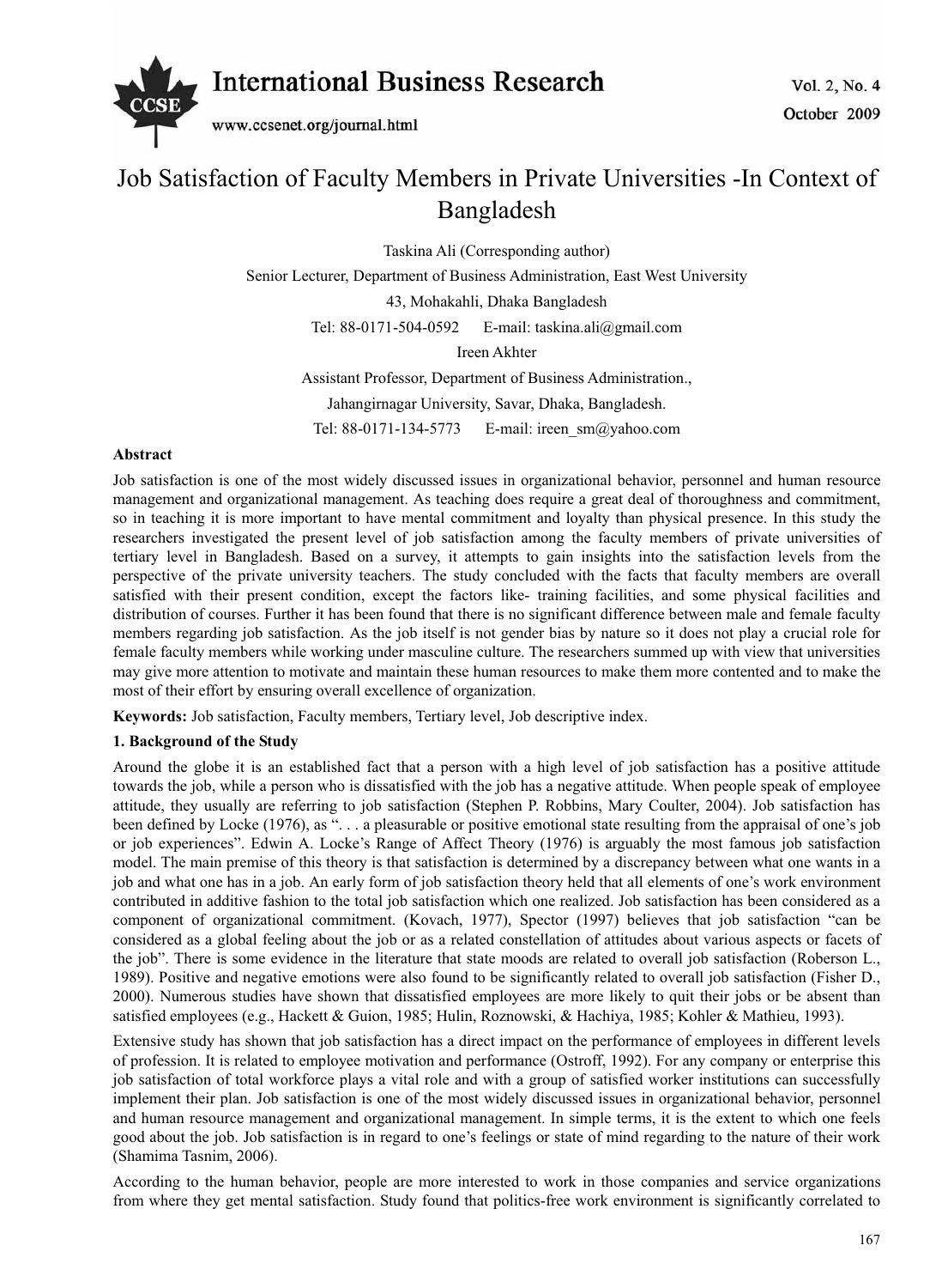# Job Satisfaction of Faculty Members in Private Universities -In Context of Bangladesh

Taskina Ali (Corresponding author)

Senior Lecturer, Department of Business Administration, East West University

43, Mohakahli, Dhaka Bangladesh

Tel: 88-0171-504-0592 E-mail: taskina.ali@gmail.com

Ireen Akhter

Assistant Professor, Department of Business Administration.,

Jahangirnagar University, Savar, Dhaka, Bangladesh.

Tel: 88-0171-134-5773 E-mail: ireen_sm@yahoo.com

**Abstract**

Job satisfaction is one of the most widely discussed issues in organizational behavior, personnel and human resource management and organizational management. As teaching does require a great deal of thoroughness and commitment, so in teaching it is more important to have mental commitment and loyalty than physical presence. In this study the researchers investigated the present level of job satisfaction among the faculty members of private universities of tertiary level in Bangladesh. Based on a survey, it attempts to gain insights into the satisfaction levels from the perspective of the private university teachers. The study concluded with the facts that faculty members are overall satisfied with their present condition, except the factors like- training facilities, and some physical facilities and distribution of courses. Further it has been found that there is no significant difference between male and female faculty members regarding job satisfaction. As the job itself is not gender bias by nature so it does not play a crucial role for female faculty members while working under masculine culture. The researchers summed up with view that universities may give more attention to motivate and maintain these human resources to make them more contented and to make the most of their effort by ensuring overall excellence of organization.

**Keywords:** Job satisfaction, Faculty members, Tertiary level, Job descriptive index.

## 1. Background of the Study

Around the globe it is an established fact that a person with a high level of job satisfaction has a positive attitude towards the job, while a person who is dissatisfied with the job has a negative attitude. When people speak of employee attitude, they usually are referring to job satisfaction (Stephen P. Robbins, Mary Coulter, 2004). Job satisfaction has been defined by Locke (1976), as ". . . a pleasurable or positive emotional state resulting from the appraisal of one's job or job experiences". Edwin A. Locke's Range of Affect Theory (1976) is arguably the most famous job satisfaction model. The main premise of this theory is that satisfaction is determined by a discrepancy between what one wants in a job and what one has in a job. An early form of job satisfaction theory held that all elements of one's work environment contributed in additive fashion to the total job satisfaction which one realized. Job satisfaction has been considered as a component of organizational commitment. (Kovach, 1977), Spector (1997) believes that job satisfaction "can be considered as a global feeling about the job or as a related constellation of attitudes about various aspects or facets of the job". There is some evidence in the literature that state moods are related to overall job satisfaction (Roberson L., 1989). Positive and negative emotions were also found to be significantly related to overall job satisfaction (Fisher D., 2000). Numerous studies have shown that dissatisfied employees are more likely to quit their jobs or be absent than satisfied employees (e.g., Hackett & Guion, 1985; Hulin, Roznowski, & Hachiya, 1985; Kohler & Mathieu, 1993).

Extensive study has shown that job satisfaction has a direct impact on the performance of employees in different levels of profession. It is related to employee motivation and performance (Ostroff, 1992). For any company or enterprise this job satisfaction of total workforce plays a vital role and with a group of satisfied worker institutions can successfully implement their plan. Job satisfaction is one of the most widely discussed issues in organizational behavior, personnel and human resource management and organizational management. In simple terms, it is the extent to which one feels good about the job. Job satisfaction is in regard to one's feelings or state of mind regarding to the nature of their work (Shamima Tasnim, 2006).

According to the human behavior, people are more interested to work in those companies and service organizations from where they get mental satisfaction. Study found that politics-free work environment is significantly correlated to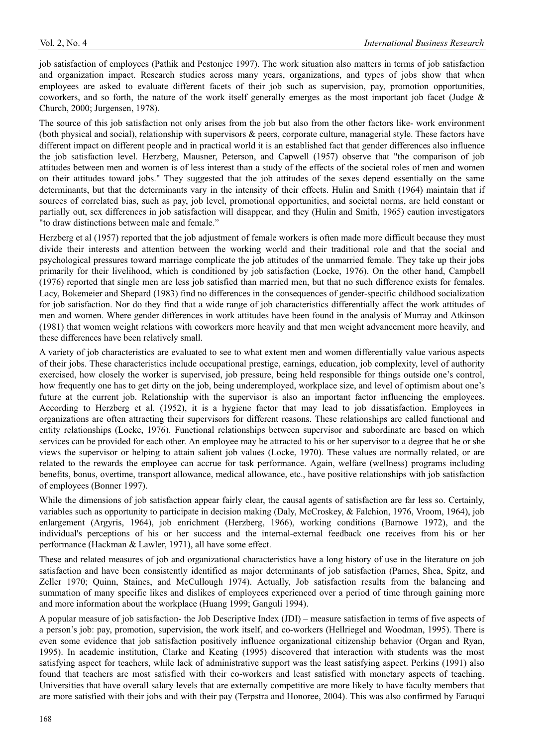job satisfaction of employees (Pathik and Pestonjee 1997). The work situation also matters in terms of job satisfaction and organization impact. Research studies across many years, organizations, and types of jobs show that when employees are asked to evaluate different facets of their job such as supervision, pay, promotion opportunities, coworkers, and so forth, the nature of the work itself generally emerges as the most important job facet (Judge & Church, 2000; Jurgensen, 1978).

The source of this job satisfaction not only arises from the job but also from the other factors like- work environment (both physical and social), relationship with supervisors & peers, corporate culture, managerial style. These factors have different impact on different people and in practical world it is an established fact that gender differences also influence the job satisfaction level. Herzberg, Mausner, Peterson, and Capwell (1957) observe that "the comparison of job attitudes between men and women is of less interest than a study of the effects of the societal roles of men and women on their attitudes toward jobs." They suggested that the job attitudes of the sexes depend essentially on the same determinants, but that the determinants vary in the intensity of their effects. Hulin and Smith (1964) maintain that if sources of correlated bias, such as pay, job level, promotional opportunities, and societal norms, are held constant or partially out, sex differences in job satisfaction will disappear, and they (Hulin and Smith, 1965) caution investigators "to draw distinctions between male and female."

Herzberg et al (1957) reported that the job adjustment of female workers is often made more difficult because they must divide their interests and attention between the working world and their traditional role and that the social and psychological pressures toward marriage complicate the job attitudes of the unmarried female. They take up their jobs primarily for their livelihood, which is conditioned by job satisfaction (Locke, 1976). On the other hand, Campbell (1976) reported that single men are less job satisfied than married men, but that no such difference exists for females. Lacy, Bokemeier and Shepard (1983) find no differences in the consequences of gender-specific childhood socialization for job satisfaction. Nor do they find that a wide range of job characteristics differentially affect the work attitudes of men and women. Where gender differences in work attitudes have been found in the analysis of Murray and Atkinson (1981) that women weight relations with coworkers more heavily and that men weight advancement more heavily, and these differences have been relatively small.

A variety of job characteristics are evaluated to see to what extent men and women differentially value various aspects of their jobs. These characteristics include occupational prestige, earnings, education, job complexity, level of authority exercised, how closely the worker is supervised, job pressure, being held responsible for things outside one's control, how frequently one has to get dirty on the job, being underemployed, workplace size, and level of optimism about one's future at the current job. Relationship with the supervisor is also an important factor influencing the employees. According to Herzberg et al. (1952), it is a hygiene factor that may lead to job dissatisfaction. Employees in organizations are often attracting their supervisors for different reasons. These relationships are called functional and entity relationships (Locke, 1976). Functional relationships between supervisor and subordinate are based on which services can be provided for each other. An employee may be attracted to his or her supervisor to a degree that he or she views the supervisor or helping to attain salient job values (Locke, 1970). These values are normally related, or are related to the rewards the employee can accrue for task performance. Again, welfare (wellness) programs including benefits, bonus, overtime, transport allowance, medical allowance, etc., have positive relationships with job satisfaction of employees (Bonner 1997).

While the dimensions of job satisfaction appear fairly clear, the causal agents of satisfaction are far less so. Certainly, variables such as opportunity to participate in decision making (Daly, McCroskey, & Falchion, 1976, Vroom, 1964), job enlargement (Argyris, 1964), job enrichment (Herzberg, 1966), working conditions (Barnowe 1972), and the individual's perceptions of his or her success and the internal-external feedback one receives from his or her performance (Hackman & Lawler, 1971), all have some effect.

These and related measures of job and organizational characteristics have a long history of use in the literature on job satisfaction and have been consistently identified as major determinants of job satisfaction (Parnes, Shea, Spitz, and Zeller 1970; Quinn, Staines, and McCullough 1974). Actually, Job satisfaction results from the balancing and summation of many specific likes and dislikes of employees experienced over a period of time through gaining more and more information about the workplace (Huang 1999; Ganguli 1994).

A popular measure of job satisfaction- the Job Descriptive Index (JDI) – measure satisfaction in terms of five aspects of a person's job: pay, promotion, supervision, the work itself, and co-workers (Hellriegel and Woodman, 1995). There is even some evidence that job satisfaction positively influence organizational citizenship behavior (Organ and Ryan, 1995). In academic institution, Clarke and Keating (1995) discovered that interaction with students was the most satisfying aspect for teachers, while lack of administrative support was the least satisfying aspect. Perkins (1991) also found that teachers are most satisfied with their co-workers and least satisfied with monetary aspects of teaching. Universities that have overall salary levels that are externally competitive are more likely to have faculty members that are more satisfied with their jobs and with their pay (Terpstra and Honoree, 2004). This was also confirmed by Faruqui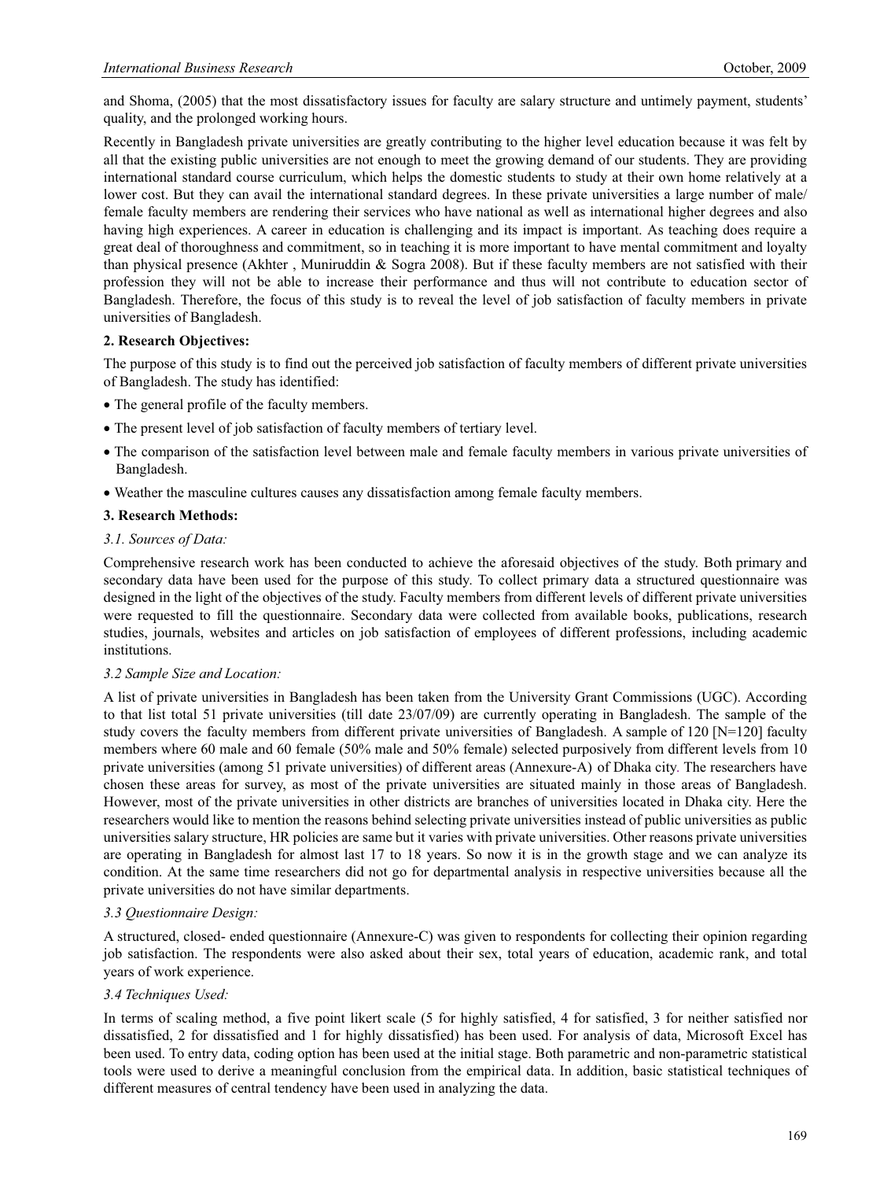and Shoma, (2005) that the most dissatisfactory issues for faculty are salary structure and untimely payment, students' quality, and the prolonged working hours.

Recently in Bangladesh private universities are greatly contributing to the higher level education because it was felt by all that the existing public universities are not enough to meet the growing demand of our students. They are providing international standard course curriculum, which helps the domestic students to study at their own home relatively at a lower cost. But they can avail the international standard degrees. In these private universities a large number of male/ female faculty members are rendering their services who have national as well as international higher degrees and also having high experiences. A career in education is challenging and its impact is important. As teaching does require a great deal of thoroughness and commitment, so in teaching it is more important to have mental commitment and loyalty than physical presence (Akhter , Muniruddin & Sogra 2008). But if these faculty members are not satisfied with their profession they will not be able to increase their performance and thus will not contribute to education sector of Bangladesh. Therefore, the focus of this study is to reveal the level of job satisfaction of faculty members in private universities of Bangladesh.

## 2. Research Objectives:

The purpose of this study is to find out the perceived job satisfaction of faculty members of different private universities of Bangladesh. The study has identified:

- The general profile of the faculty members.
- The present level of job satisfaction of faculty members of tertiary level.
- The comparison of the satisfaction level between male and female faculty members in various private universities of Bangladesh.
- Weather the masculine cultures causes any dissatisfaction among female faculty members.

## 3. Research Methods:

### *3.1. Sources of Data:*

Comprehensive research work has been conducted to achieve the aforesaid objectives of the study. Both primary and secondary data have been used for the purpose of this study. To collect primary data a structured questionnaire was designed in the light of the objectives of the study. Faculty members from different levels of different private universities were requested to fill the questionnaire. Secondary data were collected from available books, publications, research studies, journals, websites and articles on job satisfaction of employees of different professions, including academic institutions.

### *3.2 Sample Size and Location:*

A list of private universities in Bangladesh has been taken from the University Grant Commissions (UGC). According to that list total 51 private universities (till date 23/07/09) are currently operating in Bangladesh. The sample of the study covers the faculty members from different private universities of Bangladesh. A sample of 120 [N=120] faculty members where 60 male and 60 female (50% male and 50% female) selected purposively from different levels from 10 private universities (among 51 private universities) of different areas (Annexure-A) of Dhaka city. The researchers have chosen these areas for survey, as most of the private universities are situated mainly in those areas of Bangladesh. However, most of the private universities in other districts are branches of universities located in Dhaka city. Here the researchers would like to mention the reasons behind selecting private universities instead of public universities as public universities salary structure, HR policies are same but it varies with private universities. Other reasons private universities are operating in Bangladesh for almost last 17 to 18 years. So now it is in the growth stage and we can analyze its condition. At the same time researchers did not go for departmental analysis in respective universities because all the private universities do not have similar departments.

### *3.3 Questionnaire Design:*

A structured, closed- ended questionnaire (Annexure-C) was given to respondents for collecting their opinion regarding job satisfaction. The respondents were also asked about their sex, total years of education, academic rank, and total years of work experience.

### *3.4 Techniques Used:*

In terms of scaling method, a five point likert scale (5 for highly satisfied, 4 for satisfied, 3 for neither satisfied nor dissatisfied, 2 for dissatisfied and 1 for highly dissatisfied) has been used. For analysis of data, Microsoft Excel has been used. To entry data, coding option has been used at the initial stage. Both parametric and non-parametric statistical tools were used to derive a meaningful conclusion from the empirical data. In addition, basic statistical techniques of different measures of central tendency have been used in analyzing the data.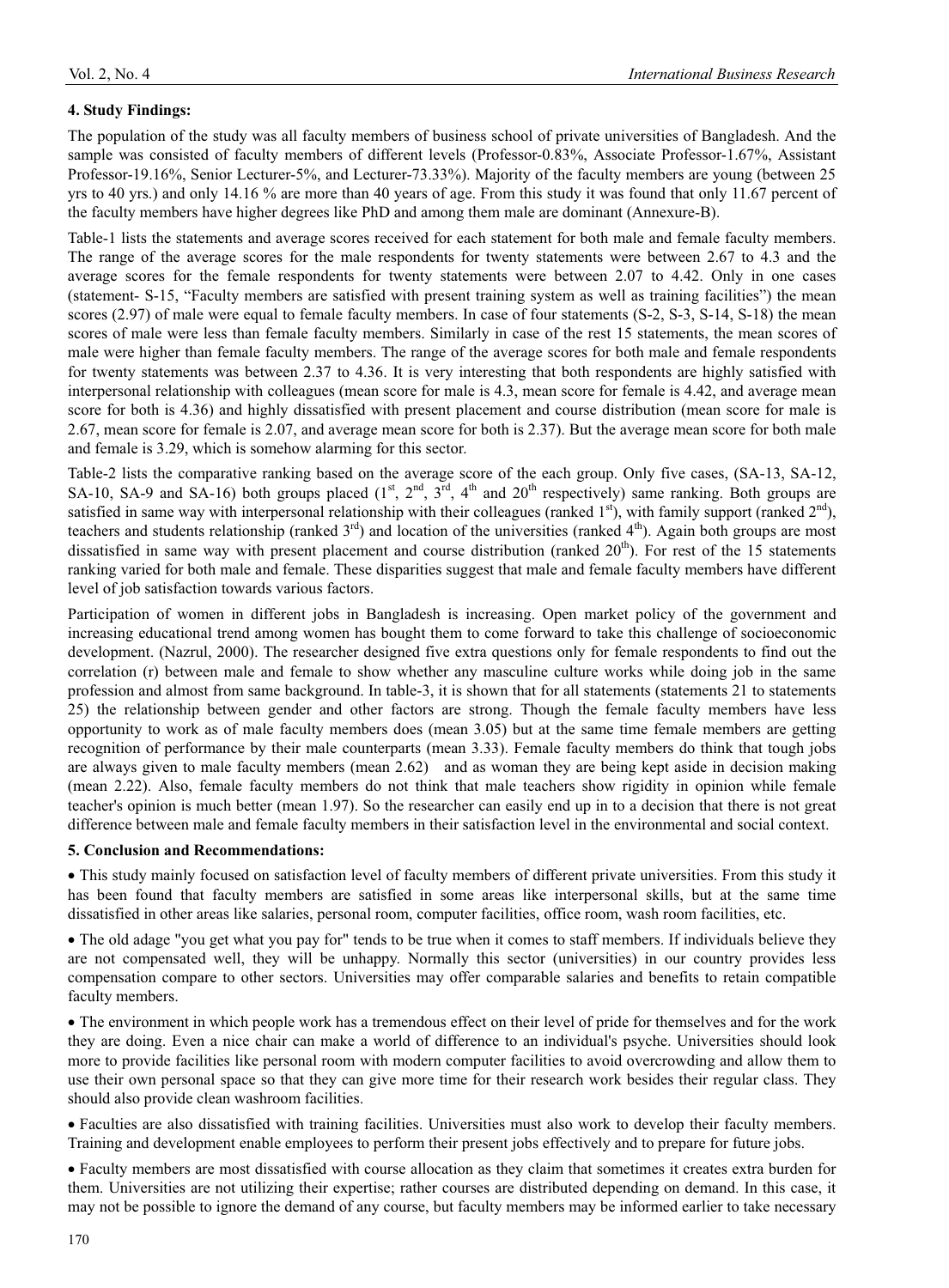### 4. Study Findings:

The population of the study was all faculty members of business school of private universities of Bangladesh. And the sample was consisted of faculty members of different levels (Professor-0.83%, Associate Professor-1.67%, Assistant Professor-19.16%, Senior Lecturer-5%, and Lecturer-73.33%). Majority of the faculty members are young (between 25 yrs to 40 yrs.) and only 14.16 % are more than 40 years of age. From this study it was found that only 11.67 percent of the faculty members have higher degrees like PhD and among them male are dominant (Annexure-B).

Table-1 lists the statements and average scores received for each statement for both male and female faculty members. The range of the average scores for the male respondents for twenty statements were between 2.67 to 4.3 and the average scores for the female respondents for twenty statements were between 2.07 to 4.42. Only in one cases (statement- S-15, "Faculty members are satisfied with present training system as well as training facilities") the mean scores (2.97) of male were equal to female faculty members. In case of four statements (S-2, S-3, S-14, S-18) the mean scores of male were less than female faculty members. Similarly in case of the rest 15 statements, the mean scores of male were higher than female faculty members. The range of the average scores for both male and female respondents for twenty statements was between 2.37 to 4.36. It is very interesting that both respondents are highly satisfied with interpersonal relationship with colleagues (mean score for male is 4.3, mean score for female is 4.42, and average mean score for both is 4.36) and highly dissatisfied with present placement and course distribution (mean score for male is 2.67, mean score for female is 2.07, and average mean score for both is 2.37). But the average mean score for both male and female is 3.29, which is somehow alarming for this sector.

Table-2 lists the comparative ranking based on the average score of the each group. Only five cases, (SA-13, SA-12, SA-10, SA-9 and SA-16) both groups placed (1st, 2nd, 3rd, 4th and 20th respectively) same ranking. Both groups are satisfied in same way with interpersonal relationship with their colleagues (ranked 1st), with family support (ranked 2nd), teachers and students relationship (ranked 3rd) and location of the universities (ranked 4th). Again both groups are most dissatisfied in same way with present placement and course distribution (ranked 20th). For rest of the 15 statements ranking varied for both male and female. These disparities suggest that male and female faculty members have different level of job satisfaction towards various factors.

Participation of women in different jobs in Bangladesh is increasing. Open market policy of the government and increasing educational trend among women has bought them to come forward to take this challenge of socioeconomic development. (Nazrul, 2000). The researcher designed five extra questions only for female respondents to find out the correlation (r) between male and female to show whether any masculine culture works while doing job in the same profession and almost from same background. In table-3, it is shown that for all statements (statements 21 to statements 25) the relationship between gender and other factors are strong. Though the female faculty members have less opportunity to work as of male faculty members does (mean 3.05) but at the same time female members are getting recognition of performance by their male counterparts (mean 3.33). Female faculty members do think that tough jobs are always given to male faculty members (mean 2.62) and as woman they are being kept aside in decision making (mean 2.22). Also, female faculty members do not think that male teachers show rigidity in opinion while female teacher's opinion is much better (mean 1.97). So the researcher can easily end up in to a decision that there is not great difference between male and female faculty members in their satisfaction level in the environmental and social context.

### 5. Conclusion and Recommendations:

- This study mainly focused on satisfaction level of faculty members of different private universities. From this study it has been found that faculty members are satisfied in some areas like interpersonal skills, but at the same time dissatisfied in other areas like salaries, personal room, computer facilities, office room, wash room facilities, etc.

- The old adage "you get what you pay for" tends to be true when it comes to staff members. If individuals believe they are not compensated well, they will be unhappy. Normally this sector (universities) in our country provides less compensation compare to other sectors. Universities may offer comparable salaries and benefits to retain compatible faculty members.

- The environment in which people work has a tremendous effect on their level of pride for themselves and for the work they are doing. Even a nice chair can make a world of difference to an individual's psyche. Universities should look more to provide facilities like personal room with modern computer facilities to avoid overcrowding and allow them to use their own personal space so that they can give more time for their research work besides their regular class. They should also provide clean washroom facilities.

- Faculties are also dissatisfied with training facilities. Universities must also work to develop their faculty members. Training and development enable employees to perform their present jobs effectively and to prepare for future jobs.

- Faculty members are most dissatisfied with course allocation as they claim that sometimes it creates extra burden for them. Universities are not utilizing their expertise; rather courses are distributed depending on demand. In this case, it may not be possible to ignore the demand of any course, but faculty members may be informed earlier to take necessary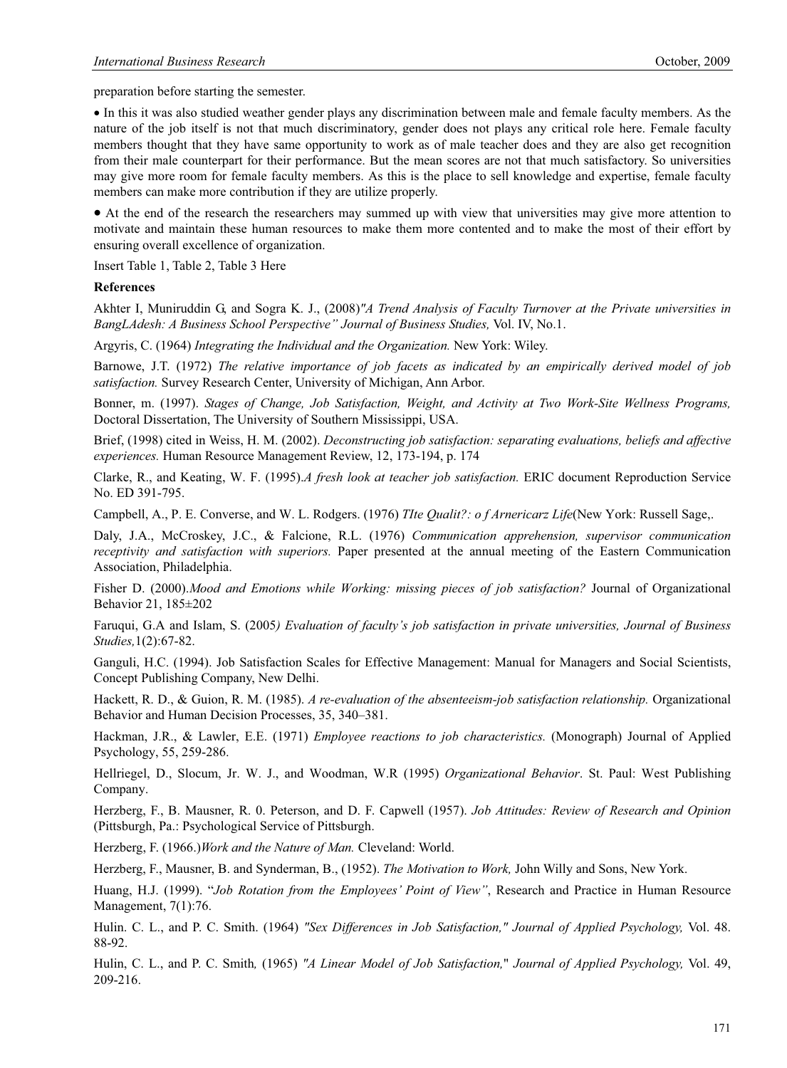preparation before starting the semester.

- In this it was also studied weather gender plays any discrimination between male and female faculty members. As the nature of the job itself is not that much discriminatory, gender does not plays any critical role here. Female faculty members thought that they have same opportunity to work as of male teacher does and they are also get recognition from their male counterpart for their performance. But the mean scores are not that much satisfactory. So universities may give more room for female faculty members. As this is the place to sell knowledge and expertise, female faculty members can make more contribution if they are utilize properly.

- At the end of the research the researchers may summed up with view that universities may give more attention to motivate and maintain these human resources to make them more contented and to make the most of their effort by ensuring overall excellence of organization.

Insert Table 1, Table 2, Table 3 Here

**References**

Akhter I, Muniruddin G, and Sogra K. J., (2008)*"A Trend Analysis of Faculty Turnover at the Private universities in BangLAdesh: A Business School Perspective" Journal of Business Studies,* Vol. IV, No.1.

Argyris, C. (1964) *Integrating the Individual and the Organization.* New York: Wiley.

Barnowe, J.T. (1972) *The relative importance of job facets as indicated by an empirically derived model of job satisfaction.* Survey Research Center, University of Michigan, Ann Arbor.

Bonner, m. (1997). *Stages of Change, Job Satisfaction, Weight, and Activity at Two Work-Site Wellness Programs,* Doctoral Dissertation, The University of Southern Mississippi, USA.

Brief, (1998) cited in Weiss, H. M. (2002). *Deconstructing job satisfaction: separating evaluations, beliefs and affective experiences.* Human Resource Management Review, 12, 173-194, p. 174

Clarke, R., and Keating, W. F. (1995).*A fresh look at teacher job satisfaction.* ERIC document Reproduction Service No. ED 391-795.

Campbell, A., P. E. Converse, and W. L. Rodgers. (1976) *TIte Qualit?: o f Arnericarz Life*(New York: Russell Sage,.

Daly, J.A., McCroskey, J.C., & Falcione, R.L. (1976) *Communication apprehension, supervisor communication receptivity and satisfaction with superiors.* Paper presented at the annual meeting of the Eastern Communication Association, Philadelphia.

Fisher D. (2000).*Mood and Emotions while Working: missing pieces of job satisfaction?* Journal of Organizational Behavior 21, 185±202

Faruqui, G.A and Islam, S. (2005*) Evaluation of faculty's job satisfaction in private universities, Journal of Business Studies,*1(2):67-82.

Ganguli, H.C. (1994). Job Satisfaction Scales for Effective Management: Manual for Managers and Social Scientists, Concept Publishing Company, New Delhi.

Hackett, R. D., & Guion, R. M. (1985). *A re-evaluation of the absenteeism-job satisfaction relationship.* Organizational Behavior and Human Decision Processes, 35, 340–381.

Hackman, J.R., & Lawler, E.E. (1971) *Employee reactions to job characteristics.* (Monograph) Journal of Applied Psychology, 55, 259-286.

Hellriegel, D., Slocum, Jr. W. J., and Woodman, W.R (1995) *Organizational Behavior*. St. Paul: West Publishing Company.

Herzberg, F., B. Mausner, R. 0. Peterson, and D. F. Capwell (1957). *Job Attitudes: Review of Research and Opinion* (Pittsburgh, Pa.: Psychological Service of Pittsburgh.

Herzberg, F. (1966.)*Work and the Nature of Man.* Cleveland: World.

Herzberg, F., Mausner, B. and Synderman, B., (1952). *The Motivation to Work,* John Willy and Sons, New York.

Huang, H.J. (1999). "*Job Rotation from the Employees' Point of View"*, Research and Practice in Human Resource Management, 7(1):76.

Hulin. C. L., and P. C. Smith. (1964) *"Sex Differences in Job Satisfaction," Journal of Applied Psychology,* Vol. 48. 88-92.

Hulin, C. L., and P. C. Smith*,* (1965) *"A Linear Model of Job Satisfaction,*" *Journal of Applied Psychology,* Vol. 49, 209-216.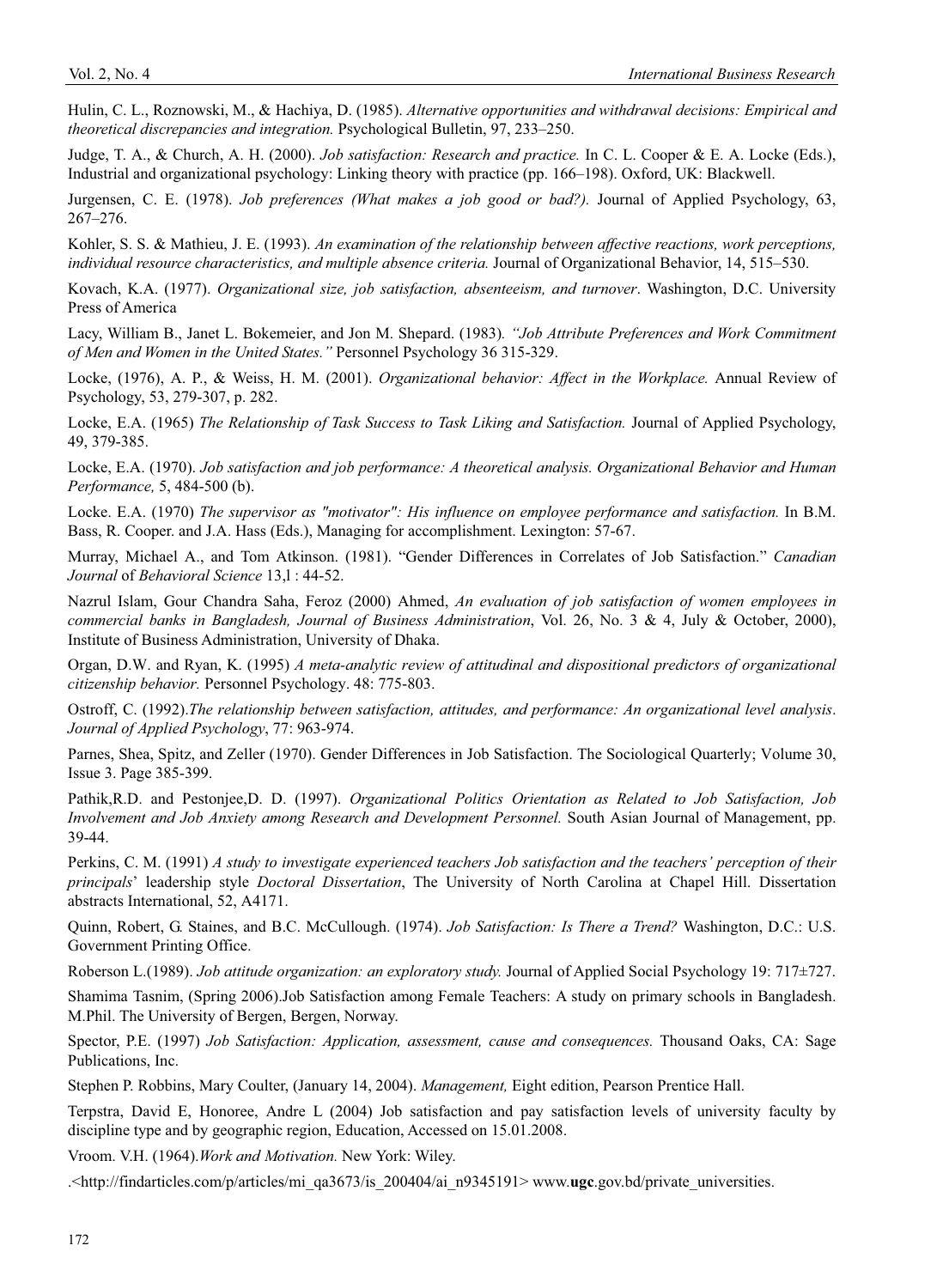Hulin, C. L., Roznowski, M., & Hachiya, D. (1985). *Alternative opportunities and withdrawal decisions: Empirical and theoretical discrepancies and integration.* Psychological Bulletin, 97, 233–250.

Judge, T. A., & Church, A. H. (2000). *Job satisfaction: Research and practice.* In C. L. Cooper & E. A. Locke (Eds.), Industrial and organizational psychology: Linking theory with practice (pp. 166–198). Oxford, UK: Blackwell.

Jurgensen, C. E. (1978). *Job preferences (What makes a job good or bad?).* Journal of Applied Psychology, 63, 267–276.

Kohler, S. S. & Mathieu, J. E. (1993). *An examination of the relationship between affective reactions, work perceptions, individual resource characteristics, and multiple absence criteria.* Journal of Organizational Behavior, 14, 515–530.

Kovach, K.A. (1977). *Organizational size, job satisfaction, absenteeism, and turnover*. Washington, D.C. University Press of America

Lacy, William B., Janet L. Bokemeier, and Jon M. Shepard. (1983). *"Job Attribute Preferences and Work Commitment of Men and Women in the United States."* Personnel Psychology 36 315-329.

Locke, (1976), A. P., & Weiss, H. M. (2001). *Organizational behavior: Affect in the Workplace.* Annual Review of Psychology, 53, 279-307, p. 282.

Locke, E.A. (1965) *The Relationship of Task Success to Task Liking and Satisfaction.* Journal of Applied Psychology, 49, 379-385.

Locke, E.A. (1970). *Job satisfaction and job performance: A theoretical analysis. Organizational Behavior and Human Performance,* 5, 484-500 (b).

Locke. E.A. (1970) *The supervisor as "motivator": His influence on employee performance and satisfaction.* In B.M. Bass, R. Cooper. and J.A. Hass (Eds.), Managing for accomplishment. Lexington: 57-67.

Murray, Michael A., and Tom Atkinson. (1981). "Gender Differences in Correlates of Job Satisfaction." *Canadian Journal* of *Behavioral Science* 13,l : 44-52.

Nazrul Islam, Gour Chandra Saha, Feroz (2000) Ahmed, *An evaluation of job satisfaction of women employees in commercial banks in Bangladesh, Journal of Business Administration*, Vol. 26, No. 3 & 4, July & October, 2000), Institute of Business Administration, University of Dhaka.

Organ, D.W. and Ryan, K. (1995) *A meta-analytic review of attitudinal and dispositional predictors of organizational citizenship behavior.* Personnel Psychology. 48: 775-803.

Ostroff, C. (1992).*The relationship between satisfaction, attitudes, and performance: An organizational level analysis*. *Journal of Applied Psychology*, 77: 963-974.

Parnes, Shea, Spitz, and Zeller (1970). Gender Differences in Job Satisfaction. The Sociological Quarterly; Volume 30, Issue 3. Page 385-399.

Pathik,R.D. and Pestonjee,D. D. (1997). *Organizational Politics Orientation as Related to Job Satisfaction, Job Involvement and Job Anxiety among Research and Development Personnel.* South Asian Journal of Management, pp. 39-44.

Perkins, C. M. (1991) *A study to investigate experienced teachers Job satisfaction and the teachers' perception of their principals*' leadership style *Doctoral Dissertation*, The University of North Carolina at Chapel Hill. Dissertation abstracts International, 52, A4171.

Quinn, Robert, G. Staines, and B.C. McCullough. (1974). *Job Satisfaction: Is There a Trend?* Washington, D.C.: U.S. Government Printing Office.

Roberson L.(1989). *Job attitude organization: an exploratory study.* Journal of Applied Social Psychology 19: 717±727.

Shamima Tasnim, (Spring 2006).Job Satisfaction among Female Teachers: A study on primary schools in Bangladesh. M.Phil. The University of Bergen, Bergen, Norway.

Spector, P.E. (1997) *Job Satisfaction: Application, assessment, cause and consequences.* Thousand Oaks, CA: Sage Publications, Inc.

Stephen P. Robbins, Mary Coulter, (January 14, 2004). *Management,* Eight edition, Pearson Prentice Hall.

Terpstra, David E, Honoree, Andre L (2004) Job satisfaction and pay satisfaction levels of university faculty by discipline type and by geographic region, Education, Accessed on 15.01.2008.

Vroom. V.H. (1964).*Work and Motivation.* New York: Wiley.

.<http://findarticles.com/p/articles/mi_qa3673/is_200404/ai_n9345191> www.**ugc**.gov.bd/private_universities.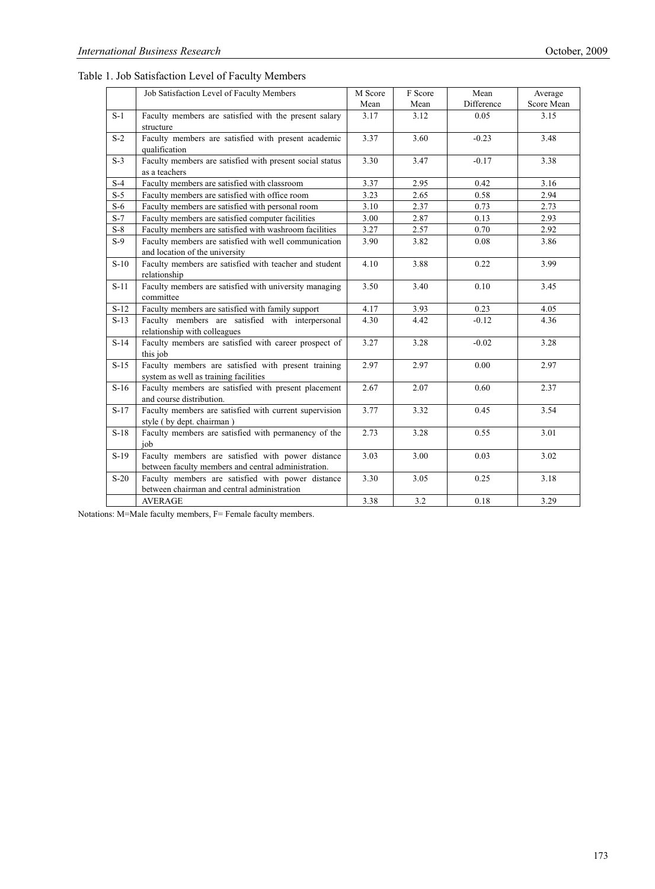Table 1. Job Satisfaction Level of Faculty Members

| | Job Satisfaction Level of Faculty Members | M Score Mean | F Score Mean | Mean Difference | Average Score Mean |
|---|---|---|---|---|---|
| S-1 | Faculty members are satisfied with the present salary structure | 3.17 | 3.12 | 0.05 | 3.15 |
| S-2 | Faculty members are satisfied with present academic qualification | 3.37 | 3.60 | -0.23 | 3.48 |
| S-3 | Faculty members are satisfied with present social status as a teachers | 3.30 | 3.47 | -0.17 | 3.38 |
| S-4 | Faculty members are satisfied with classroom | 3.37 | 2.95 | 0.42 | 3.16 |
| S-5 | Faculty members are satisfied with office room | 3.23 | 2.65 | 0.58 | 2.94 |
| S-6 | Faculty members are satisfied with personal room | 3.10 | 2.37 | 0.73 | 2.73 |
| S-7 | Faculty members are satisfied computer facilities | 3.00 | 2.87 | 0.13 | 2.93 |
| S-8 | Faculty members are satisfied with washroom facilities | 3.27 | 2.57 | 0.70 | 2.92 |
| S-9 | Faculty members are satisfied with well communication and location of the university | 3.90 | 3.82 | 0.08 | 3.86 |
| S-10 | Faculty members are satisfied with teacher and student relationship | 4.10 | 3.88 | 0.22 | 3.99 |
| S-11 | Faculty members are satisfied with university managing committee | 3.50 | 3.40 | 0.10 | 3.45 |
| S-12 | Faculty members are satisfied with family support | 4.17 | 3.93 | 0.23 | 4.05 |
| S-13 | Faculty members are satisfied with interpersonal relationship with colleagues | 4.30 | 4.42 | -0.12 | 4.36 |
| S-14 | Faculty members are satisfied with career prospect of this job | 3.27 | 3.28 | -0.02 | 3.28 |
| S-15 | Faculty members are satisfied with present training system as well as training facilities | 2.97 | 2.97 | 0.00 | 2.97 |
| S-16 | Faculty members are satisfied with present placement and course distribution. | 2.67 | 2.07 | 0.60 | 2.37 |
| S-17 | Faculty members are satisfied with current supervision style ( by dept. chairman ) | 3.77 | 3.32 | 0.45 | 3.54 |
| S-18 | Faculty members are satisfied with permanency of the job | 2.73 | 3.28 | 0.55 | 3.01 |
| S-19 | Faculty members are satisfied with power distance between faculty members and central administration. | 3.03 | 3.00 | 0.03 | 3.02 |
| S-20 | Faculty members are satisfied with power distance between chairman and central administration | 3.30 | 3.05 | 0.25 | 3.18 |
| | AVERAGE | 3.38 | 3.2 | 0.18 | 3.29 |

Notations: M=Male faculty members, F= Female faculty members.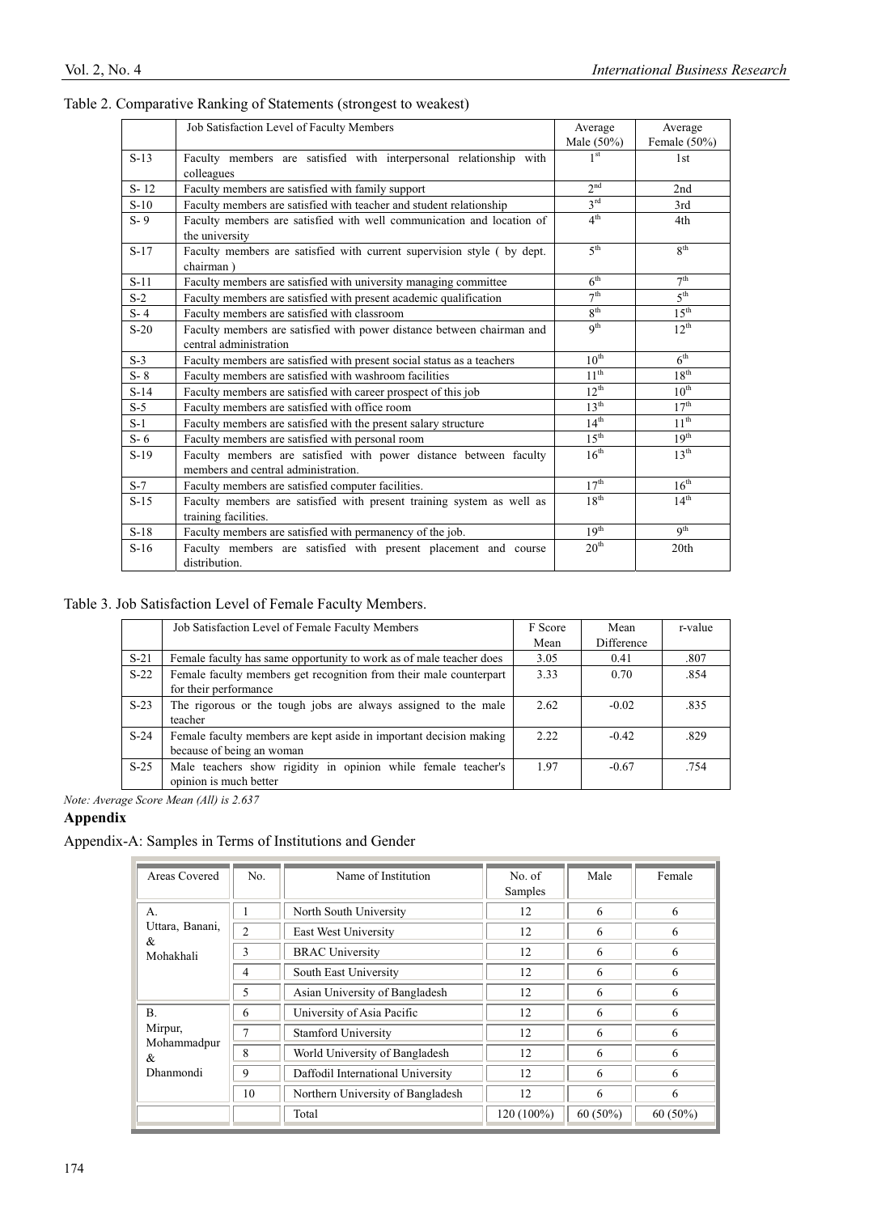Table 2. Comparative Ranking of Statements (strongest to weakest)

| | Job Satisfaction Level of Faculty Members | Average Male (50%) | Average Female (50%) |
|---|---|---|---|
| S-13 | Faculty members are satisfied with interpersonal relationship with colleagues | 1st | 1st |
| S- 12 | Faculty members are satisfied with family support | 2nd | 2nd |
| S-10 | Faculty members are satisfied with teacher and student relationship | 3rd | 3rd |
| S- 9 | Faculty members are satisfied with well communication and location of the university | 4th | 4th |
| S-17 | Faculty members are satisfied with current supervision style ( by dept. chairman ) | 5th | 8th |
| S-11 | Faculty members are satisfied with university managing committee | 6th | 7th |
| S-2 | Faculty members are satisfied with present academic qualification | 7th | 5th |
| S- 4 | Faculty members are satisfied with classroom | 8th | 15th |
| S-20 | Faculty members are satisfied with power distance between chairman and central administration | 9th | 12th |
| S-3 | Faculty members are satisfied with present social status as a teachers | 10th | 6th |
| S- 8 | Faculty members are satisfied with washroom facilities | 11th | 18th |
| S-14 | Faculty members are satisfied with career prospect of this job | 12th | 10th |
| S-5 | Faculty members are satisfied with office room | 13th | 17th |
| S-1 | Faculty members are satisfied with the present salary structure | 14th | 11th |
| S- 6 | Faculty members are satisfied with personal room | 15th | 19th |
| S-19 | Faculty members are satisfied with power distance between faculty members and central administration. | 16th | 13th |
| S-7 | Faculty members are satisfied computer facilities. | 17th | 16th |
| S-15 | Faculty members are satisfied with present training system as well as training facilities. | 18th | 14th |
| S-18 | Faculty members are satisfied with permanency of the job. | 19th | 9th |
| S-16 | Faculty members are satisfied with present placement and course distribution. | 20th | 20th |

Table 3. Job Satisfaction Level of Female Faculty Members.

| | Job Satisfaction Level of Female Faculty Members | F Score Mean | Mean Difference | r-value |
|---|---|---|---|---|
| S-21 | Female faculty has same opportunity to work as of male teacher does | 3.05 | 0.41 | .807 |
| S-22 | Female faculty members get recognition from their male counterpart for their performance | 3.33 | 0.70 | .854 |
| S-23 | The rigorous or the tough jobs are always assigned to the male teacher | 2.62 | -0.02 | .835 |
| S-24 | Female faculty members are kept aside in important decision making because of being an woman | 2.22 | -0.42 | .829 |
| S-25 | Male teachers show rigidity in opinion while female teacher's opinion is much better | 1.97 | -0.67 | .754 |

*Note: Average Score Mean (All) is 2.637*

## Appendix

Appendix-A: Samples in Terms of Institutions and Gender

| Areas Covered | No. | Name of Institution | No. of Samples | Male | Female |
|---|---|---|---|---|---|
| A. Uttara, Banani, & Mohakhali | 1 | North South University | 12 | 6 | 6 |
| | 2 | East West University | 12 | 6 | 6 |
| | 3 | BRAC University | 12 | 6 | 6 |
| | 4 | South East University | 12 | 6 | 6 |
| | 5 | Asian University of Bangladesh | 12 | 6 | 6 |
| B. Mirpur, Mohammadpur & Dhanmondi | 6 | University of Asia Pacific | 12 | 6 | 6 |
| | 7 | Stamford University | 12 | 6 | 6 |
| | 8 | World University of Bangladesh | 12 | 6 | 6 |
| | 9 | Daffodil International University | 12 | 6 | 6 |
| | 10 | Northern University of Bangladesh | 12 | 6 | 6 |
| | | Total | 120 (100%) | 60 (50%) | 60 (50%) |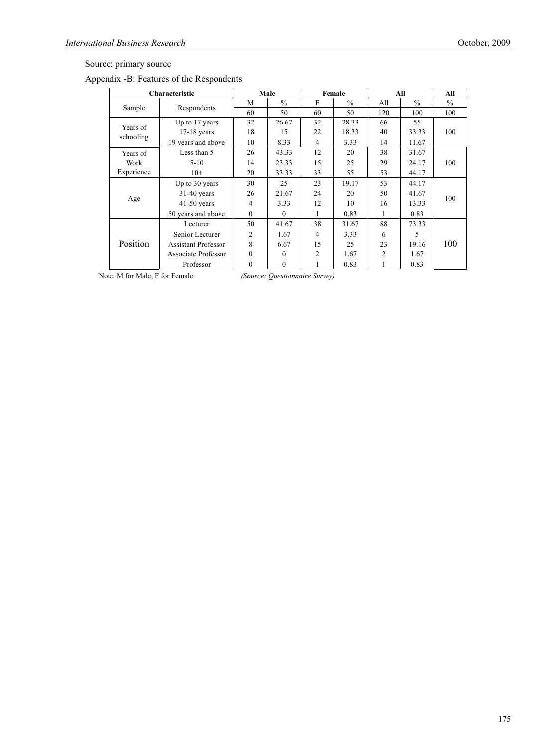Source: primary source

Appendix -B: Features of the Respondents

| Characteristic | | Male | | Female | | All | | All |
|---|---|---|---|---|---|---|---|---|
| Sample | Respondents | M | % | F | % | All | % | % |
| | | 60 | 50 | 60 | 50 | 120 | 100 | 100 |
| Years of schooling | Up to 17 years | 32 | 26.67 | 32 | 28.33 | 66 | 55 | 100 |
| | 17-18 years | 18 | 15 | 22 | 18.33 | 40 | 33.33 | |
| | 19 years and above | 10 | 8.33 | 4 | 3.33 | 14 | 11.67 | |
| Years of Work Experience | Less than 5 | 26 | 43.33 | 12 | 20 | 38 | 31.67 | 100 |
| | 5-10 | 14 | 23.33 | 15 | 25 | 29 | 24.17 | |
| | 10+ | 20 | 33.33 | 33 | 55 | 53 | 44.17 | |
| Age | Up to 30 years | 30 | 25 | 23 | 19.17 | 53 | 44.17 | 100 |
| | 31-40 years | 26 | 21.67 | 24 | 20 | 50 | 41.67 | |
| | 41-50 years | 4 | 3.33 | 12 | 10 | 16 | 13.33 | |
| | 50 years and above | 0 | 0 | 1 | 0.83 | 1 | 0.83 | |
| Position | Lecturer | 50 | 41.67 | 38 | 31.67 | 88 | 73.33 | 100 |
| | Senior Lecturer | 2 | 1.67 | 4 | 3.33 | 6 | 5 | |
| | Assistant Professor | 8 | 6.67 | 15 | 25 | 23 | 19.16 | |
| | Associate Professor | 0 | 0 | 2 | 1.67 | 2 | 1.67 | |
| | Professor | 0 | 0 | 1 | 0.83 | 1 | 0.83 | |

Note: M for Male, F for Female *(Source: Questionnaire Survey)*